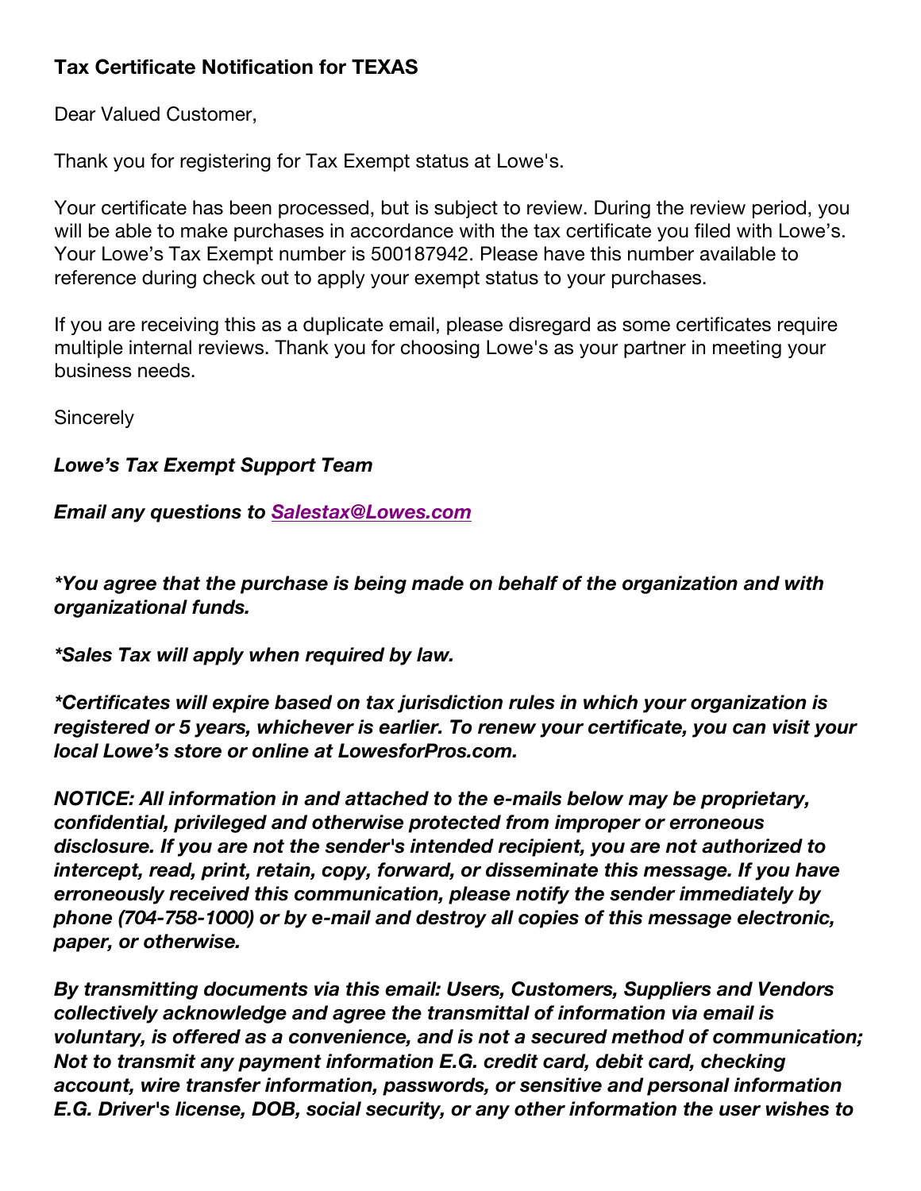**Tax Certificate Notification for TEXAS**

Dear Valued Customer,

Thank you for registering for Tax Exempt status at Lowe's.

Your certificate has been processed, but is subject to review. During the review period, you will be able to make purchases in accordance with the tax certificate you filed with Lowe's. Your Lowe's Tax Exempt number is 500187942. Please have this number available to reference during check out to apply your exempt status to your purchases.

If you are receiving this as a duplicate email, please disregard as some certificates require multiple internal reviews. Thank you for choosing Lowe's as your partner in meeting your business needs.

Sincerely

***Lowe's Tax Exempt Support Team***

***Email any questions to [Salestax@Lowes.com](mailto:Salestax@Lowes.com)***

***\*You agree that the purchase is being made on behalf of the organization and with organizational funds.***

***\*Sales Tax will apply when required by law.***

***\*Certificates will expire based on tax jurisdiction rules in which your organization is registered or 5 years, whichever is earlier. To renew your certificate, you can visit your local Lowe's store or online at LowesforPros.com.***

***NOTICE: All information in and attached to the e-mails below may be proprietary, confidential, privileged and otherwise protected from improper or erroneous disclosure. If you are not the sender's intended recipient, you are not authorized to intercept, read, print, retain, copy, forward, or disseminate this message. If you have erroneously received this communication, please notify the sender immediately by phone (704-758-1000) or by e-mail and destroy all copies of this message electronic, paper, or otherwise.***

***By transmitting documents via this email: Users, Customers, Suppliers and Vendors collectively acknowledge and agree the transmittal of information via email is voluntary, is offered as a convenience, and is not a secured method of communication; Not to transmit any payment information E.G. credit card, debit card, checking account, wire transfer information, passwords, or sensitive and personal information E.G. Driver's license, DOB, social security, or any other information the user wishes to***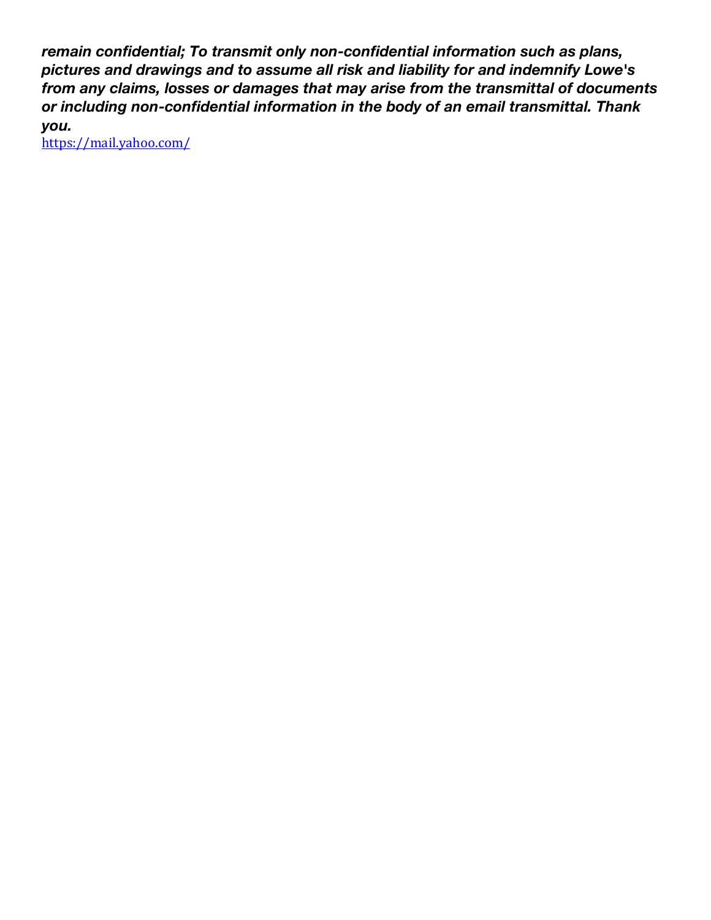***remain confidential; To transmit only non-confidential information such as plans, pictures and drawings and to assume all risk and liability for and indemnify Lowe's from any claims, losses or damages that may arise from the transmittal of documents or including non-confidential information in the body of an email transmittal. Thank you.***

https://mail.yahoo.com/